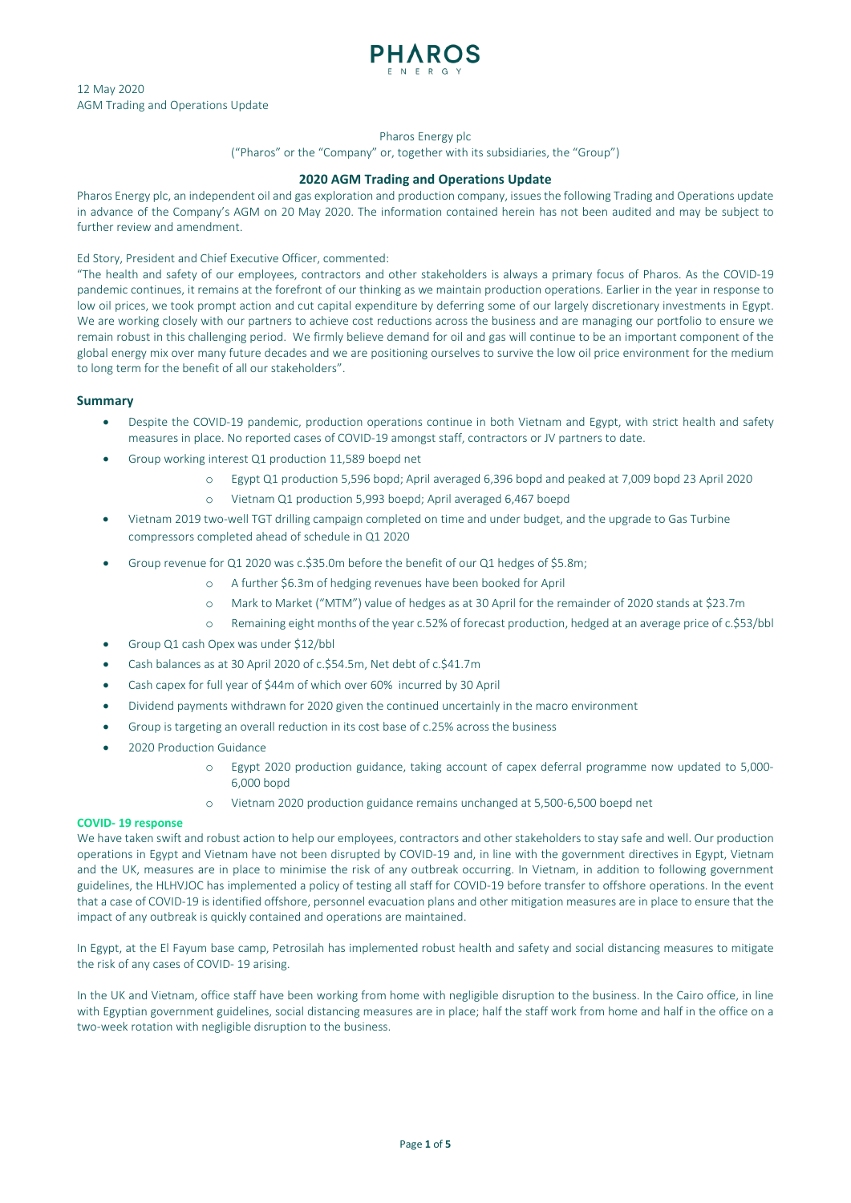12 May 2020
AGM Trading and Operations Update

Pharos Energy plc
("Pharos" or the "Company" or, together with its subsidiaries, the "Group")

## 2020 AGM Trading and Operations Update

Pharos Energy plc, an independent oil and gas exploration and production company, issues the following Trading and Operations update in advance of the Company's AGM on 20 May 2020. The information contained herein has not been audited and may be subject to further review and amendment.

Ed Story, President and Chief Executive Officer, commented:

"The health and safety of our employees, contractors and other stakeholders is always a primary focus of Pharos. As the COVID-19 pandemic continues, it remains at the forefront of our thinking as we maintain production operations. Earlier in the year in response to low oil prices, we took prompt action and cut capital expenditure by deferring some of our largely discretionary investments in Egypt. We are working closely with our partners to achieve cost reductions across the business and are managing our portfolio to ensure we remain robust in this challenging period. We firmly believe demand for oil and gas will continue to be an important component of the global energy mix over many future decades and we are positioning ourselves to survive the low oil price environment for the medium to long term for the benefit of all our stakeholders".

### Summary

- Despite the COVID-19 pandemic, production operations continue in both Vietnam and Egypt, with strict health and safety measures in place. No reported cases of COVID-19 amongst staff, contractors or JV partners to date.
- Group working interest Q1 production 11,589 boepd net
  - Egypt Q1 production 5,596 bopd; April averaged 6,396 bopd and peaked at 7,009 bopd 23 April 2020
  - Vietnam Q1 production 5,993 boepd; April averaged 6,467 boepd
- Vietnam 2019 two-well TGT drilling campaign completed on time and under budget, and the upgrade to Gas Turbine compressors completed ahead of schedule in Q1 2020
- Group revenue for Q1 2020 was c.$35.0m before the benefit of our Q1 hedges of $5.8m;
  - A further $6.3m of hedging revenues have been booked for April
  - Mark to Market ("MTM") value of hedges as at 30 April for the remainder of 2020 stands at $23.7m
  - Remaining eight months of the year c.52% of forecast production, hedged at an average price of c.$53/bbl
- Group Q1 cash Opex was under $12/bbl
- Cash balances as at 30 April 2020 of c.$54.5m, Net debt of c.$41.7m
- Cash capex for full year of $44m of which over 60% incurred by 30 April
- Dividend payments withdrawn for 2020 given the continued uncertainly in the macro environment
- Group is targeting an overall reduction in its cost base of c.25% across the business
- 2020 Production Guidance
  - Egypt 2020 production guidance, taking account of capex deferral programme now updated to 5,000-6,000 bopd
  - Vietnam 2020 production guidance remains unchanged at 5,500-6,500 boepd net

**COVID- 19 response**

We have taken swift and robust action to help our employees, contractors and other stakeholders to stay safe and well. Our production operations in Egypt and Vietnam have not been disrupted by COVID-19 and, in line with the government directives in Egypt, Vietnam and the UK, measures are in place to minimise the risk of any outbreak occurring. In Vietnam, in addition to following government guidelines, the HLHVJOC has implemented a policy of testing all staff for COVID-19 before transfer to offshore operations. In the event that a case of COVID-19 is identified offshore, personnel evacuation plans and other mitigation measures are in place to ensure that the impact of any outbreak is quickly contained and operations are maintained.

In Egypt, at the El Fayum base camp, Petrosilah has implemented robust health and safety and social distancing measures to mitigate the risk of any cases of COVID- 19 arising.

In the UK and Vietnam, office staff have been working from home with negligible disruption to the business. In the Cairo office, in line with Egyptian government guidelines, social distancing measures are in place; half the staff work from home and half in the office on a two-week rotation with negligible disruption to the business.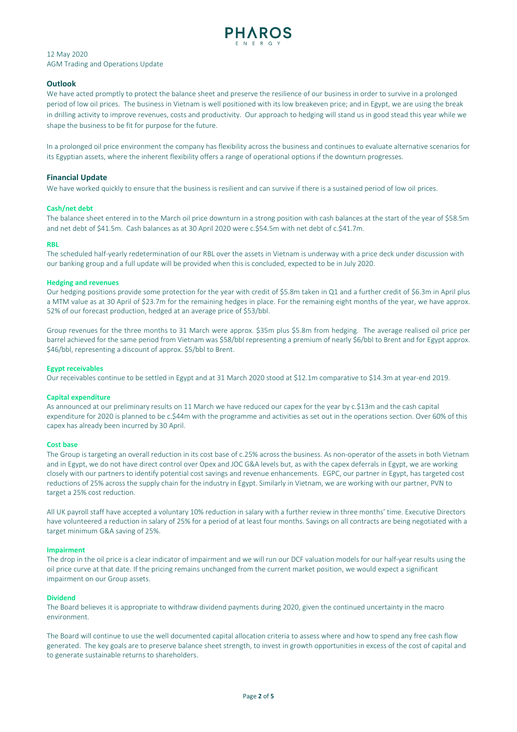12 May 2020
AGM Trading and Operations Update

## Outlook

We have acted promptly to protect the balance sheet and preserve the resilience of our business in order to survive in a prolonged period of low oil prices. The business in Vietnam is well positioned with its low breakeven price; and in Egypt, we are using the break in drilling activity to improve revenues, costs and productivity. Our approach to hedging will stand us in good stead this year while we shape the business to be fit for purpose for the future.

In a prolonged oil price environment the company has flexibility across the business and continues to evaluate alternative scenarios for its Egyptian assets, where the inherent flexibility offers a range of operational options if the downturn progresses.

## Financial Update

We have worked quickly to ensure that the business is resilient and can survive if there is a sustained period of low oil prices.

### Cash/net debt

The balance sheet entered in to the March oil price downturn in a strong position with cash balances at the start of the year of $58.5m and net debt of $41.5m. Cash balances as at 30 April 2020 were c.$54.5m with net debt of c.$41.7m.

### RBL

The scheduled half-yearly redetermination of our RBL over the assets in Vietnam is underway with a price deck under discussion with our banking group and a full update will be provided when this is concluded, expected to be in July 2020.

### Hedging and revenues

Our hedging positions provide some protection for the year with credit of $5.8m taken in Q1 and a further credit of $6.3m in April plus a MTM value as at 30 April of $23.7m for the remaining hedges in place. For the remaining eight months of the year, we have approx. 52% of our forecast production, hedged at an average price of $53/bbl.

Group revenues for the three months to 31 March were approx. $35m plus $5.8m from hedging. The average realised oil price per barrel achieved for the same period from Vietnam was $58/bbl representing a premium of nearly $6/bbl to Brent and for Egypt approx. $46/bbl, representing a discount of approx. $5/bbl to Brent.

### Egypt receivables

Our receivables continue to be settled in Egypt and at 31 March 2020 stood at $12.1m comparative to $14.3m at year-end 2019.

### Capital expenditure

As announced at our preliminary results on 11 March we have reduced our capex for the year by c.$13m and the cash capital expenditure for 2020 is planned to be c.$44m with the programme and activities as set out in the operations section. Over 60% of this capex has already been incurred by 30 April.

### Cost base

The Group is targeting an overall reduction in its cost base of c.25% across the business. As non-operator of the assets in both Vietnam and in Egypt, we do not have direct control over Opex and JOC G&A levels but, as with the capex deferrals in Egypt, we are working closely with our partners to identify potential cost savings and revenue enhancements. EGPC, our partner in Egypt, has targeted cost reductions of 25% across the supply chain for the industry in Egypt. Similarly in Vietnam, we are working with our partner, PVN to target a 25% cost reduction.

All UK payroll staff have accepted a voluntary 10% reduction in salary with a further review in three months' time. Executive Directors have volunteered a reduction in salary of 25% for a period of at least four months. Savings on all contracts are being negotiated with a target minimum G&A saving of 25%.

### Impairment

The drop in the oil price is a clear indicator of impairment and we will run our DCF valuation models for our half-year results using the oil price curve at that date. If the pricing remains unchanged from the current market position, we would expect a significant impairment on our Group assets.

### Dividend

The Board believes it is appropriate to withdraw dividend payments during 2020, given the continued uncertainty in the macro environment.

The Board will continue to use the well documented capital allocation criteria to assess where and how to spend any free cash flow generated. The key goals are to preserve balance sheet strength, to invest in growth opportunities in excess of the cost of capital and to generate sustainable returns to shareholders.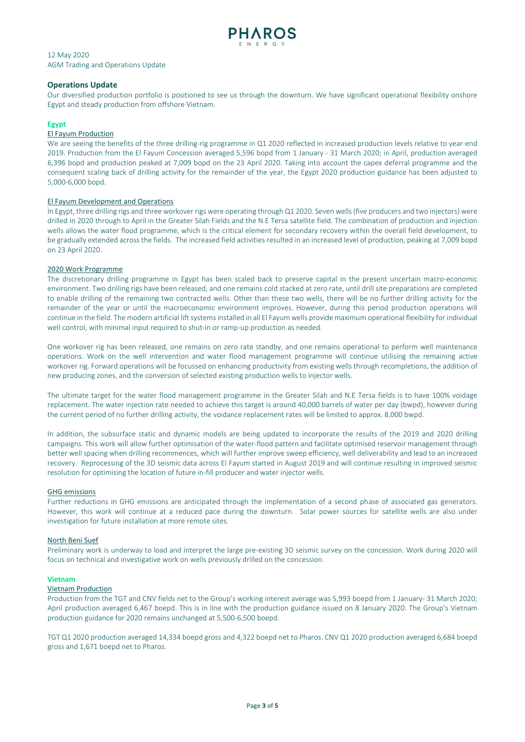12 May 2020
AGM Trading and Operations Update

## Operations Update

Our diversified production portfolio is positioned to see us through the downturn. We have significant operational flexibility onshore Egypt and steady production from offshore Vietnam.

### Egypt

#### El Fayum Production

We are seeing the benefits of the three drilling-rig programme in Q1 2020 reflected in increased production levels relative to year-end 2019. Production from the El Fayum Concession averaged 5,596 bopd from 1 January - 31 March 2020; in April, production averaged 6,396 bopd and production peaked at 7,009 bopd on the 23 April 2020. Taking into account the capex deferral programme and the consequent scaling back of drilling activity for the remainder of the year, the Egypt 2020 production guidance has been adjusted to 5,000-6,000 bopd.

#### El Fayum Development and Operations

In Egypt, three drilling rigs and three workover rigs were operating through Q1 2020. Seven wells (five producers and two injectors) were drilled in 2020 through to April in the Greater Silah Fields and the N.E Tersa satellite field. The combination of production and injection wells allows the water flood programme, which is the critical element for secondary recovery within the overall field development, to be gradually extended across the fields. The increased field activities resulted in an increased level of production, peaking at 7,009 bopd on 23 April 2020.

#### 2020 Work Programme

The discretionary drilling programme in Egypt has been scaled back to preserve capital in the present uncertain macro-economic environment. Two drilling rigs have been released, and one remains cold stacked at zero rate, until drill site preparations are completed to enable drilling of the remaining two contracted wells. Other than these two wells, there will be no further drilling activity for the remainder of the year or until the macroeconomic environment improves. However, during this period production operations will continue in the field. The modern artificial lift systems installed in all El Fayum wells provide maximum operational flexibility for individual well control, with minimal input required to shut-in or ramp-up production as needed.

One workover rig has been released, one remains on zero rate standby, and one remains operational to perform well maintenance operations. Work on the well intervention and water flood management programme will continue utilising the remaining active workover rig. Forward operations will be focussed on enhancing productivity from existing wells through recompletions, the addition of new producing zones, and the conversion of selected existing production wells to injector wells.

The ultimate target for the water flood management programme in the Greater Silah and N.E Tersa fields is to have 100% voidage replacement. The water injection rate needed to achieve this target is around 40,000 barrels of water per day (bwpd), however during the current period of no further drilling activity, the voidance replacement rates will be limited to approx. 8,000 bwpd.

In addition, the subsurface static and dynamic models are being updated to incorporate the results of the 2019 and 2020 drilling campaigns. This work will allow further optimisation of the water-flood pattern and facilitate optimised reservoir management through better well spacing when drilling recommences, which will further improve sweep efficiency, well deliverability and lead to an increased recovery. Reprocessing of the 3D seismic data across El Fayum started in August 2019 and will continue resulting in improved seismic resolution for optimising the location of future in-fill producer and water injector wells.

#### GHG emissions

Further reductions in GHG emissions are anticipated through the implementation of a second phase of associated gas generators. However, this work will continue at a reduced pace during the downturn. Solar power sources for satellite wells are also under investigation for future installation at more remote sites.

#### North Beni Suef

Preliminary work is underway to load and interpret the large pre-existing 3D seismic survey on the concession. Work during 2020 will focus on technical and investigative work on wells previously drilled on the concession.

### Vietnam

#### Vietnam Production

Production from the TGT and CNV fields net to the Group's working interest average was 5,993 boepd from 1 January- 31 March 2020; April production averaged 6,467 boepd. This is in line with the production guidance issued on 8 January 2020. The Group's Vietnam production guidance for 2020 remains unchanged at 5,500-6,500 boepd.

TGT Q1 2020 production averaged 14,334 boepd gross and 4,322 boepd net to Pharos. CNV Q1 2020 production averaged 6,684 boepd gross and 1,671 boepd net to Pharos.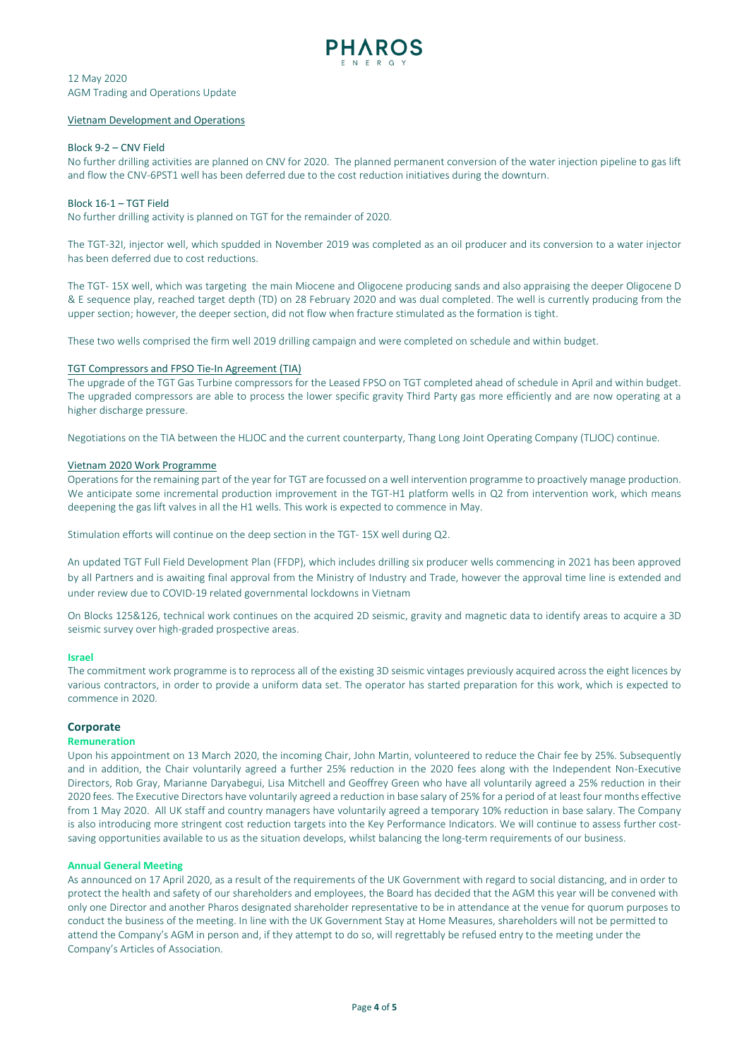12 May 2020
AGM Trading and Operations Update

## Vietnam Development and Operations

### Block 9-2 – CNV Field

No further drilling activities are planned on CNV for 2020. The planned permanent conversion of the water injection pipeline to gas lift and flow the CNV-6PST1 well has been deferred due to the cost reduction initiatives during the downturn.

### Block 16-1 – TGT Field

No further drilling activity is planned on TGT for the remainder of 2020.

The TGT-32I, injector well, which spudded in November 2019 was completed as an oil producer and its conversion to a water injector has been deferred due to cost reductions.

The TGT- 15X well, which was targeting the main Miocene and Oligocene producing sands and also appraising the deeper Oligocene D & E sequence play, reached target depth (TD) on 28 February 2020 and was dual completed. The well is currently producing from the upper section; however, the deeper section, did not flow when fracture stimulated as the formation is tight.

These two wells comprised the firm well 2019 drilling campaign and were completed on schedule and within budget.

## TGT Compressors and FPSO Tie-In Agreement (TIA)

The upgrade of the TGT Gas Turbine compressors for the Leased FPSO on TGT completed ahead of schedule in April and within budget. The upgraded compressors are able to process the lower specific gravity Third Party gas more efficiently and are now operating at a higher discharge pressure.

Negotiations on the TIA between the HLJOC and the current counterparty, Thang Long Joint Operating Company (TLJOC) continue.

## Vietnam 2020 Work Programme

Operations for the remaining part of the year for TGT are focussed on a well intervention programme to proactively manage production. We anticipate some incremental production improvement in the TGT-H1 platform wells in Q2 from intervention work, which means deepening the gas lift valves in all the H1 wells. This work is expected to commence in May.

Stimulation efforts will continue on the deep section in the TGT- 15X well during Q2.

An updated TGT Full Field Development Plan (FFDP), which includes drilling six producer wells commencing in 2021 has been approved by all Partners and is awaiting final approval from the Ministry of Industry and Trade, however the approval time line is extended and under review due to COVID-19 related governmental lockdowns in Vietnam

On Blocks 125&126, technical work continues on the acquired 2D seismic, gravity and magnetic data to identify areas to acquire a 3D seismic survey over high-graded prospective areas.

## Israel

The commitment work programme is to reprocess all of the existing 3D seismic vintages previously acquired across the eight licences by various contractors, in order to provide a uniform data set. The operator has started preparation for this work, which is expected to commence in 2020.

## Corporate

### Remuneration

Upon his appointment on 13 March 2020, the incoming Chair, John Martin, volunteered to reduce the Chair fee by 25%. Subsequently and in addition, the Chair voluntarily agreed a further 25% reduction in the 2020 fees along with the Independent Non-Executive Directors, Rob Gray, Marianne Daryabegui, Lisa Mitchell and Geoffrey Green who have all voluntarily agreed a 25% reduction in their 2020 fees. The Executive Directors have voluntarily agreed a reduction in base salary of 25% for a period of at least four months effective from 1 May 2020. All UK staff and country managers have voluntarily agreed a temporary 10% reduction in base salary. The Company is also introducing more stringent cost reduction targets into the Key Performance Indicators. We will continue to assess further cost-saving opportunities available to us as the situation develops, whilst balancing the long-term requirements of our business.

### Annual General Meeting

As announced on 17 April 2020, as a result of the requirements of the UK Government with regard to social distancing, and in order to protect the health and safety of our shareholders and employees, the Board has decided that the AGM this year will be convened with only one Director and another Pharos designated shareholder representative to be in attendance at the venue for quorum purposes to conduct the business of the meeting. In line with the UK Government Stay at Home Measures, shareholders will not be permitted to attend the Company's AGM in person and, if they attempt to do so, will regrettably be refused entry to the meeting under the Company's Articles of Association.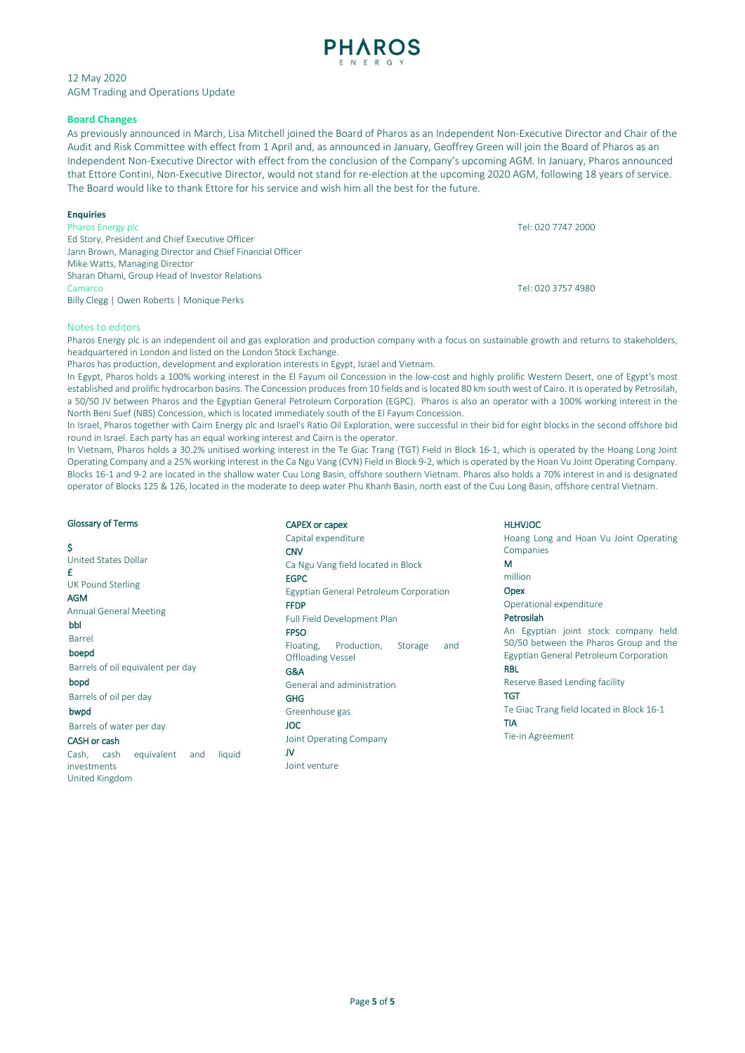12 May 2020

AGM Trading and Operations Update

## Board Changes

As previously announced in March, Lisa Mitchell joined the Board of Pharos as an Independent Non-Executive Director and Chair of the Audit and Risk Committee with effect from 1 April and, as announced in January, Geoffrey Green will join the Board of Pharos as an Independent Non-Executive Director with effect from the conclusion of the Company's upcoming AGM. In January, Pharos announced that Ettore Contini, Non-Executive Director, would not stand for re-election at the upcoming 2020 AGM, following 18 years of service. The Board would like to thank Ettore for his service and wish him all the best for the future.

**Enquiries**

Pharos Energy plc — Tel: 020 7747 2000

Ed Story, President and Chief Executive Officer
Jann Brown, Managing Director and Chief Financial Officer
Mike Watts, Managing Director
Sharan Dhami, Group Head of Investor Relations

Camarco — Tel: 020 3757 4980

Billy Clegg | Owen Roberts | Monique Perks

Notes to editors

Pharos Energy plc is an independent oil and gas exploration and production company with a focus on sustainable growth and returns to stakeholders, headquartered in London and listed on the London Stock Exchange.

Pharos has production, development and exploration interests in Egypt, Israel and Vietnam.

In Egypt, Pharos holds a 100% working interest in the El Fayum oil Concession in the low-cost and highly prolific Western Desert, one of Egypt's most established and prolific hydrocarbon basins. The Concession produces from 10 fields and is located 80 km south west of Cairo. It is operated by Petrosilah, a 50/50 JV between Pharos and the Egyptian General Petroleum Corporation (EGPC). Pharos is also an operator with a 100% working interest in the North Beni Suef (NBS) Concession, which is located immediately south of the El Fayum Concession.

In Israel, Pharos together with Cairn Energy plc and Israel's Ratio Oil Exploration, were successful in their bid for eight blocks in the second offshore bid round in Israel. Each party has an equal working interest and Cairn is the operator.

In Vietnam, Pharos holds a 30.2% unitised working interest in the Te Giac Trang (TGT) Field in Block 16-1, which is operated by the Hoang Long Joint Operating Company and a 25% working interest in the Ca Ngu Vang (CVN) Field in Block 9-2, which is operated by the Hoan Vu Joint Operating Company. Blocks 16-1 and 9-2 are located in the shallow water Cuu Long Basin, offshore southern Vietnam. Pharos also holds a 70% interest in and is designated operator of Blocks 125 & 126, located in the moderate to deep water Phu Khanh Basin, north east of the Cuu Long Basin, offshore central Vietnam.

### Glossary of Terms

**$**
United States Dollar

**£**
UK Pound Sterling

**AGM**
Annual General Meeting

**bbl**
Barrel

**boepd**
Barrels of oil equivalent per day

**bopd**
Barrels of oil per day

**bwpd**
Barrels of water per day

**CASH or cash**
Cash, cash equivalent and liquid investments
United Kingdom

**CAPEX or capex**
Capital expenditure

**CNV**
Ca Ngu Vang field located in Block

**EGPC**
Egyptian General Petroleum Corporation

**FFDP**
Full Field Development Plan

**FPSO**
Floating, Production, Storage and Offloading Vessel

**G&A**
General and administration

**GHG**
Greenhouse gas

**JOC**
Joint Operating Company

**JV**
Joint venture

**HLHVJOC**
Hoang Long and Hoan Vu Joint Operating Companies

**M**
million

**Opex**
Operational expenditure

**Petrosilah**
An Egyptian joint stock company held 50/50 between the Pharos Group and the Egyptian General Petroleum Corporation

**RBL**
Reserve Based Lending facility

**TGT**
Te Giac Trang field located in Block 16-1

**TIA**
Tie-in Agreement